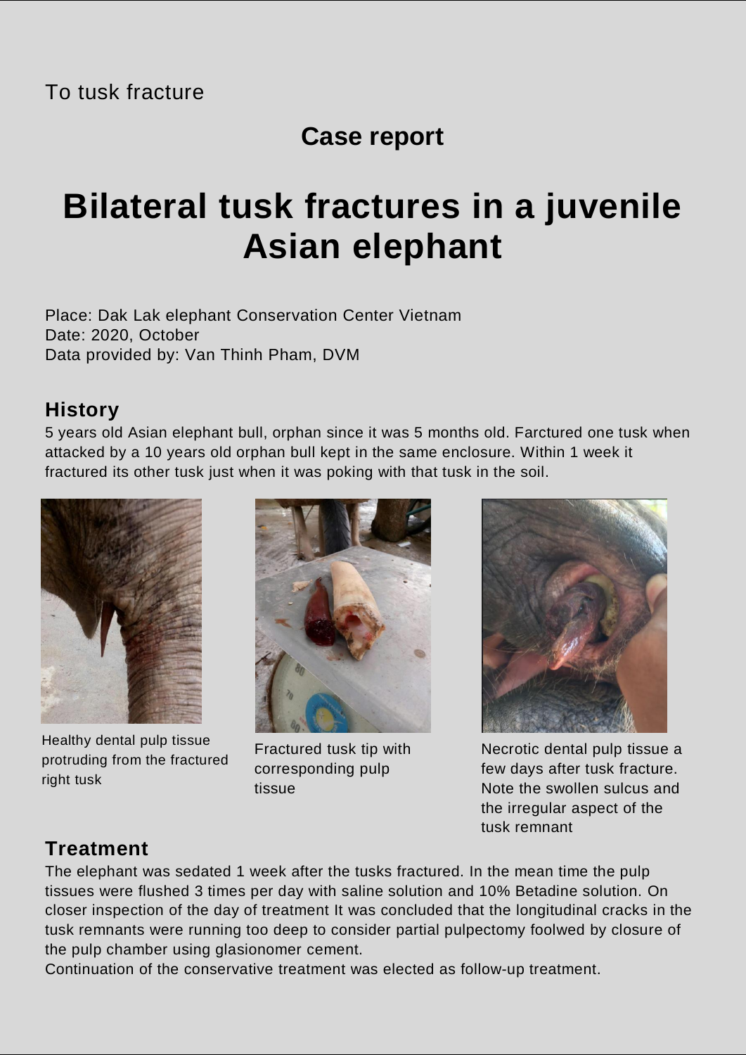To tusk fracture

## Case report

# Bilateral tusk fractures in a juvenile Asian elephant

Place: Dak Lak elephant Conservation Center Vietnam
Date: 2020, October
Data provided by: Van Thinh Pham, DVM

### History

5 years old Asian elephant bull, orphan since it was 5 months old. Farctured one tusk when attacked by a 10 years old orphan bull kept in the same enclosure. Within 1 week it fractured its other tusk just when it was poking with that tusk in the soil.

Healthy dental pulp tissue protruding from the fractured right tusk

Fractured tusk tip with corresponding pulp tissue

Necrotic dental pulp tissue a few days after tusk fracture. Note the swollen sulcus and the irregular aspect of the tusk remnant

### Treatment

The elephant was sedated 1 week after the tusks fractured. In the mean time the pulp tissues were flushed 3 times per day with saline solution and 10% Betadine solution. On closer inspection of the day of treatment It was concluded that the longitudinal cracks in the tusk remnants were running too deep to consider partial pulpectomy foolwed by closure of the pulp chamber using glasionomer cement.
Continuation of the conservative treatment was elected as follow-up treatment.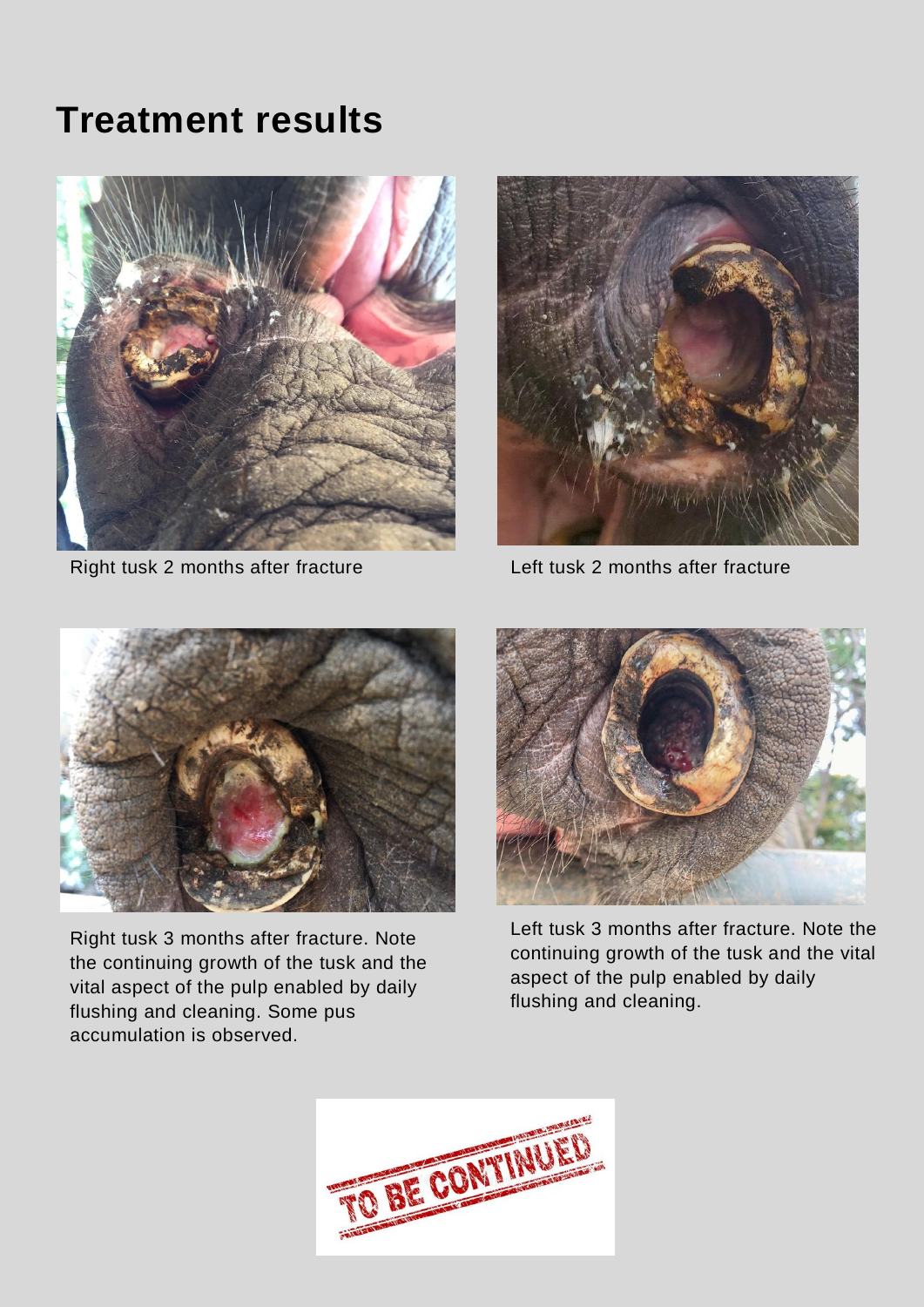# Treatment results

Right tusk 2 months after fracture

Left tusk 2 months after fracture

Right tusk 3 months after fracture. Note the continuing growth of the tusk and the vital aspect of the pulp enabled by daily flushing and cleaning. Some pus accumulation is observed.

Left tusk 3 months after fracture. Note the continuing growth of the tusk and the vital aspect of the pulp enabled by daily flushing and cleaning.

TO BE CONTINUED